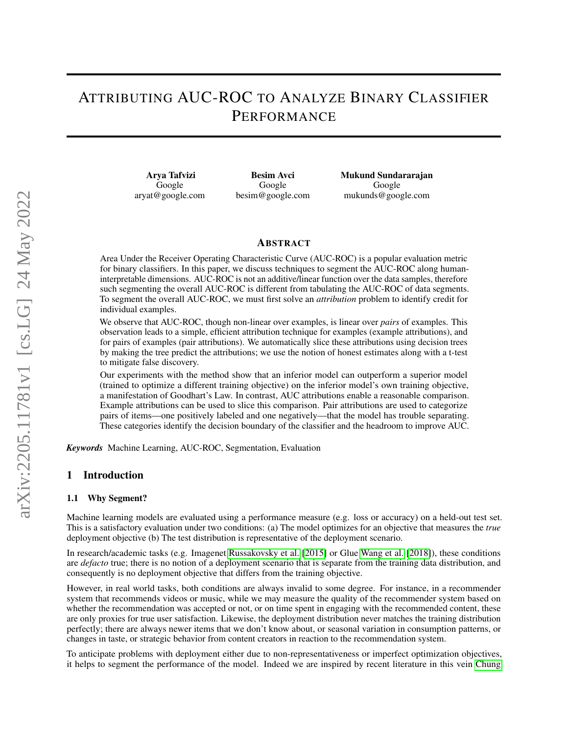# Attributing AUC-ROC to Analyze Binary Classifier Performance

**Arya Tafvizi**
Google
aryat@google.com

**Besim Avci**
Google
besim@google.com

**Mukund Sundararajan**
Google
mukunds@google.com

## Abstract

Area Under the Receiver Operating Characteristic Curve (AUC-ROC) is a popular evaluation metric for binary classifiers. In this paper, we discuss techniques to segment the AUC-ROC along human-interpretable dimensions. AUC-ROC is not an additive/linear function over the data samples, therefore such segmenting the overall AUC-ROC is different from tabulating the AUC-ROC of data segments. To segment the overall AUC-ROC, we must first solve an *attribution* problem to identify credit for individual examples.

We observe that AUC-ROC, though non-linear over examples, is linear over *pairs* of examples. This observation leads to a simple, efficient attribution technique for examples (example attributions), and for pairs of examples (pair attributions). We automatically slice these attributions using decision trees by making the tree predict the attributions; we use the notion of honest estimates along with a t-test to mitigate false discovery.

Our experiments with the method show that an inferior model can outperform a superior model (trained to optimize a different training objective) on the inferior model's own training objective, a manifestation of Goodhart's Law. In contrast, AUC attributions enable a reasonable comparison. Example attributions can be used to slice this comparison. Pair attributions are used to categorize pairs of items—one positively labeled and one negatively—that the model has trouble separating. These categories identify the decision boundary of the classifier and the headroom to improve AUC.

*Keywords* Machine Learning, AUC-ROC, Segmentation, Evaluation

## 1 Introduction

### 1.1 Why Segment?

Machine learning models are evaluated using a performance measure (e.g. loss or accuracy) on a held-out test set. This is a satisfactory evaluation under two conditions: (a) The model optimizes for an objective that measures the *true* deployment objective (b) The test distribution is representative of the deployment scenario.

In research/academic tasks (e.g. Imagenet Russakovsky et al. [2015] or Glue Wang et al. [2018]), these conditions are *defacto* true; there is no notion of a deployment scenario that is separate from the training data distribution, and consequently is no deployment objective that differs from the training objective.

However, in real world tasks, both conditions are always invalid to some degree. For instance, in a recommender system that recommends videos or music, while we may measure the quality of the recommender system based on whether the recommendation was accepted or not, or on time spent in engaging with the recommended content, these are only proxies for true user satisfaction. Likewise, the deployment distribution never matches the training distribution perfectly; there are always newer items that we don't know about, or seasonal variation in consumption patterns, or changes in taste, or strategic behavior from content creators in reaction to the recommendation system.

To anticipate problems with deployment either due to non-representativeness or imperfect optimization objectives, it helps to segment the performance of the model. Indeed we are inspired by recent literature in this vein Chung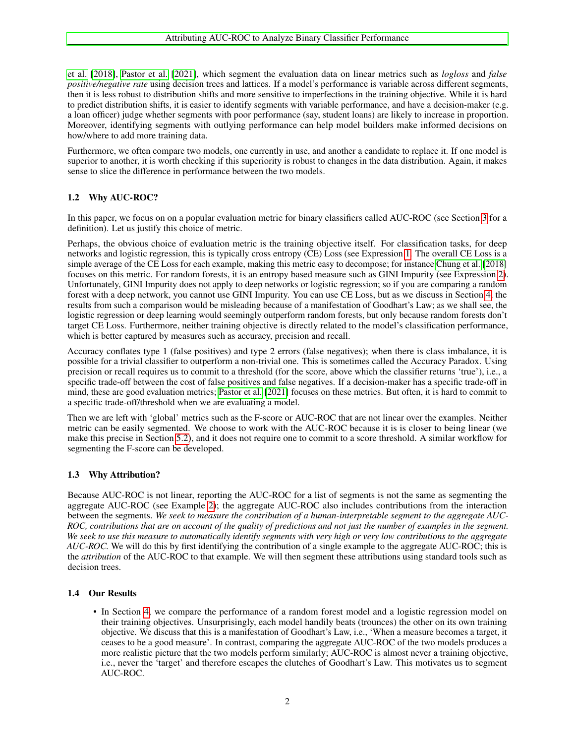et al. [2018], Pastor et al. [2021], which segment the evaluation data on linear metrics such as *logloss* and *false positive/negative rate* using decision trees and lattices. If a model's performance is variable across different segments, then it is less robust to distribution shifts and more sensitive to imperfections in the training objective. While it is hard to predict distribution shifts, it is easier to identify segments with variable performance, and have a decision-maker (e.g. a loan officer) judge whether segments with poor performance (say, student loans) are likely to increase in proportion. Moreover, identifying segments with outlying performance can help model builders make informed decisions on how/where to add more training data.

Furthermore, we often compare two models, one currently in use, and another a candidate to replace it. If one model is superior to another, it is worth checking if this superiority is robust to changes in the data distribution. Again, it makes sense to slice the difference in performance between the two models.

### 1.2 Why AUC-ROC?

In this paper, we focus on on a popular evaluation metric for binary classifiers called AUC-ROC (see Section 3 for a definition). Let us justify this choice of metric.

Perhaps, the obvious choice of evaluation metric is the training objective itself. For classification tasks, for deep networks and logistic regression, this is typically cross entropy (CE) Loss (see Expression 1. The overall CE Loss is a simple average of the CE Loss for each example, making this metric easy to decompose; for instance Chung et al. [2018] focuses on this metric. For random forests, it is an entropy based measure such as GINI Impurity (see Expression 2). Unfortunately, GINI Impurity does not apply to deep networks or logistic regression; so if you are comparing a random forest with a deep network, you cannot use GINI Impurity. You can use CE Loss, but as we discuss in Section 4, the results from such a comparison would be misleading because of a manifestation of Goodhart's Law; as we shall see, the logistic regression or deep learning would seemingly outperform random forests, but only because random forests don't target CE Loss. Furthermore, neither training objective is directly related to the model's classification performance, which is better captured by measures such as accuracy, precision and recall.

Accuracy conflates type 1 (false positives) and type 2 errors (false negatives); when there is class imbalance, it is possible for a trivial classifier to outperform a non-trivial one. This is sometimes called the Accuracy Paradox. Using precision or recall requires us to commit to a threshold (for the score, above which the classifier returns 'true'), i.e., a specific trade-off between the cost of false positives and false negatives. If a decision-maker has a specific trade-off in mind, these are good evaluation metrics; Pastor et al. [2021] focuses on these metrics. But often, it is hard to commit to a specific trade-off/threshold when we are evaluating a model.

Then we are left with 'global' metrics such as the F-score or AUC-ROC that are not linear over the examples. Neither metric can be easily segmented. We choose to work with the AUC-ROC because it is is closer to being linear (we make this precise in Section 5.2), and it does not require one to commit to a score threshold. A similar workflow for segmenting the F-score can be developed.

### 1.3 Why Attribution?

Because AUC-ROC is not linear, reporting the AUC-ROC for a list of segments is not the same as segmenting the aggregate AUC-ROC (see Example 2); the aggregate AUC-ROC also includes contributions from the interaction between the segments. *We seek to measure the contribution of a human-interpretable segment to the aggregate AUC-ROC, contributions that are on account of the quality of predictions and not just the number of examples in the segment. We seek to use this measure to automatically identify segments with very high or very low contributions to the aggregate AUC-ROC.* We will do this by first identifying the contribution of a single example to the aggregate AUC-ROC; this is the *attribution* of the AUC-ROC to that example. We will then segment these attributions using standard tools such as decision trees.

### 1.4 Our Results

- In Section 4, we compare the performance of a random forest model and a logistic regression model on their training objectives. Unsurprisingly, each model handily beats (trounces) the other on its own training objective. We discuss that this is a manifestation of Goodhart's Law, i.e., 'When a measure becomes a target, it ceases to be a good measure'. In contrast, comparing the aggregate AUC-ROC of the two models produces a more realistic picture that the two models perform similarly; AUC-ROC is almost never a training objective, i.e., never the 'target' and therefore escapes the clutches of Goodhart's Law. This motivates us to segment AUC-ROC.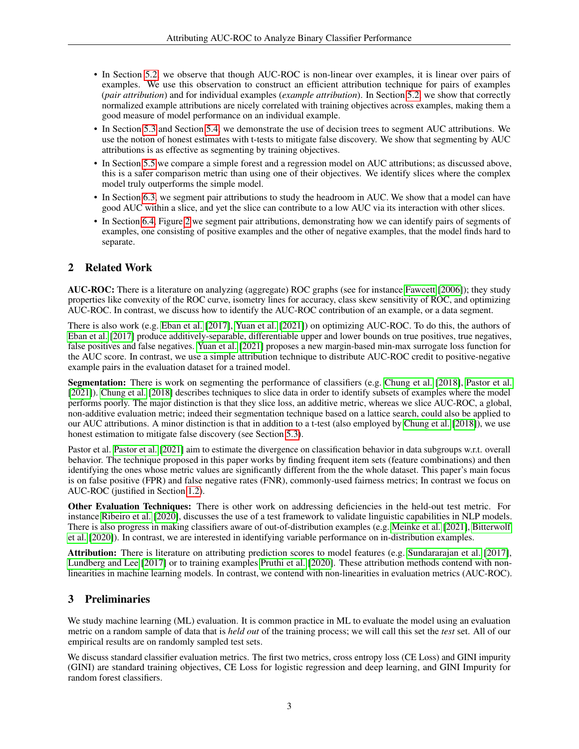- In Section 5.2, we observe that though AUC-ROC is non-linear over examples, it is linear over pairs of examples. We use this observation to construct an efficient attribution technique for pairs of examples (*pair attribution*) and for individual examples (*example attribution*). In Section 5.2, we show that correctly normalized example attributions are nicely correlated with training objectives across examples, making them a good measure of model performance on an individual example.
- In Section 5.3 and Section 5.4, we demonstrate the use of decision trees to segment AUC attributions. We use the notion of honest estimates with t-tests to mitigate false discovery. We show that segmenting by AUC attributions is as effective as segmenting by training objectives.
- In Section 5.5 we compare a simple forest and a regression model on AUC attributions; as discussed above, this is a safer comparison metric than using one of their objectives. We identify slices where the complex model truly outperforms the simple model.
- In Section 6.3, we segment pair attributions to study the headroom in AUC. We show that a model can have good AUC within a slice, and yet the slice can contribute to a low AUC via its interaction with other slices.
- In Section 6.4, Figure 2 we segment pair attributions, demonstrating how we can identify pairs of segments of examples, one consisting of positive examples and the other of negative examples, that the model finds hard to separate.

## 2 Related Work

**AUC-ROC:** There is a literature on analyzing (aggregate) ROC graphs (see for instance Fawcett [2006]); they study properties like convexity of the ROC curve, isometry lines for accuracy, class skew sensitivity of ROC, and optimizing AUC-ROC. In contrast, we discuss how to identify the AUC-ROC contribution of an example, or a data segment.

There is also work (e.g. Eban et al. [2017], Yuan et al. [2021]) on optimizing AUC-ROC. To do this, the authors of Eban et al. [2017] produce additively-separable, differentiable upper and lower bounds on true positives, true negatives, false positives and false negatives. Yuan et al. [2021] proposes a new margin-based min-max surrogate loss function for the AUC score. In contrast, we use a simple attribution technique to distribute AUC-ROC credit to positive-negative example pairs in the evaluation dataset for a trained model.

**Segmentation:** There is work on segmenting the performance of classifiers (e.g. Chung et al. [2018], Pastor et al. [2021]). Chung et al. [2018] describes techniques to slice data in order to identify subsets of examples where the model performs poorly. The major distinction is that they slice loss, an additive metric, whereas we slice AUC-ROC, a global, non-additive evaluation metric; indeed their segmentation technique based on a lattice search, could also be applied to our AUC attributions. A minor distinction is that in addition to a t-test (also employed by Chung et al. [2018]), we use honest estimation to mitigate false discovery (see Section 5.3).

Pastor et al. Pastor et al. [2021] aim to estimate the divergence on classification behavior in data subgroups w.r.t. overall behavior. The technique proposed in this paper works by finding frequent item sets (feature combinations) and then identifying the ones whose metric values are significantly different from the the whole dataset. This paper's main focus is on false positive (FPR) and false negative rates (FNR), commonly-used fairness metrics; In contrast we focus on AUC-ROC (justified in Section 1.2).

**Other Evaluation Techniques:** There is other work on addressing deficiencies in the held-out test metric. For instance Ribeiro et al. [2020], discusses the use of a test framework to validate linguistic capabilities in NLP models. There is also progress in making classifiers aware of out-of-distribution examples (e.g. Meinke et al. [2021], Bitterwolf et al. [2020]). In contrast, we are interested in identifying variable performance on in-distribution examples.

**Attribution:** There is literature on attributing prediction scores to model features (e.g. Sundararajan et al. [2017], Lundberg and Lee [2017] or to training examples Pruthi et al. [2020]. These attribution methods contend with non-linearities in machine learning models. In contrast, we contend with non-linearities in evaluation metrics (AUC-ROC).

## 3 Preliminaries

We study machine learning (ML) evaluation. It is common practice in ML to evaluate the model using an evaluation metric on a random sample of data that is *held out* of the training process; we will call this set the *test* set. All of our empirical results are on randomly sampled test sets.

We discuss standard classifier evaluation metrics. The first two metrics, cross entropy loss (CE Loss) and GINI impurity (GINI) are standard training objectives, CE Loss for logistic regression and deep learning, and GINI Impurity for random forest classifiers.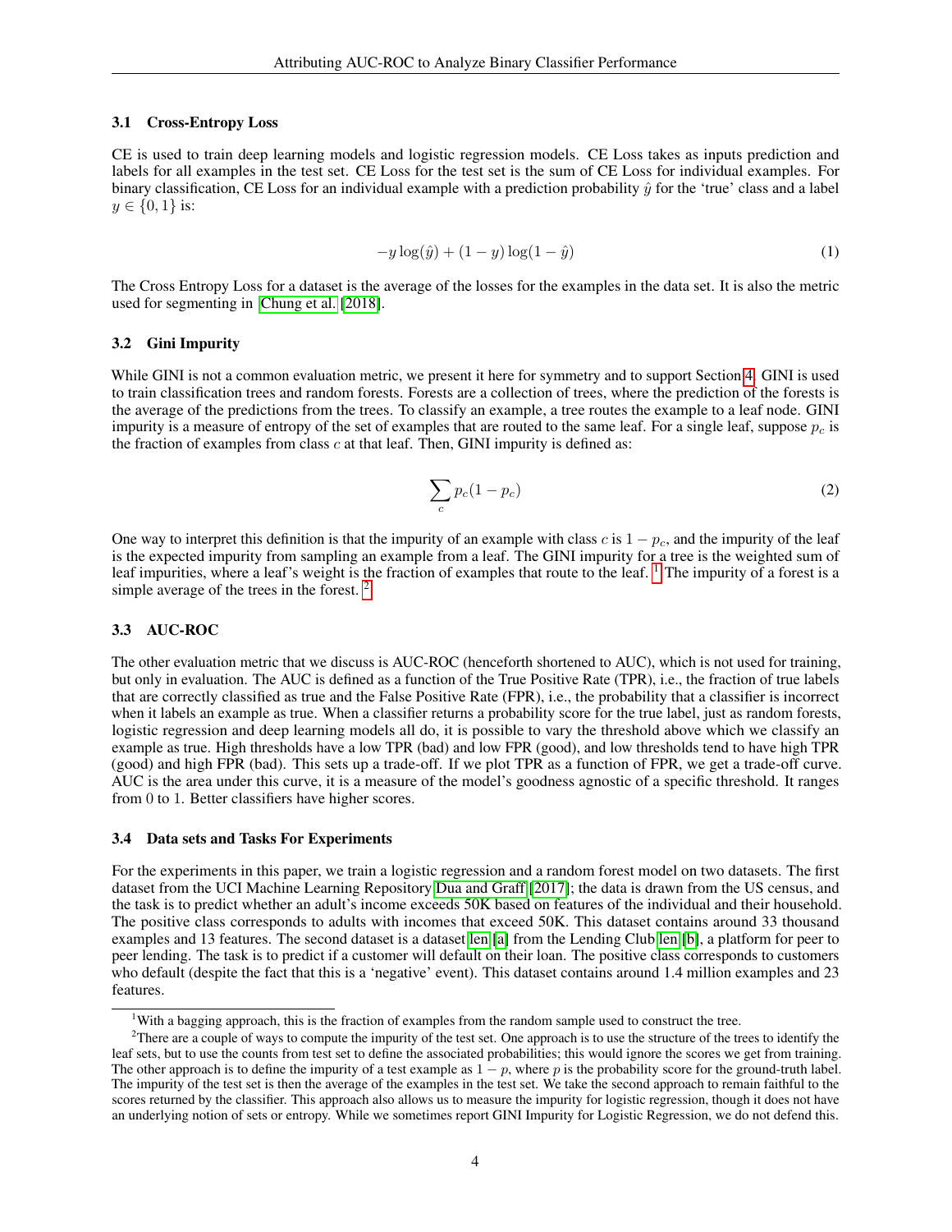### 3.1 Cross-Entropy Loss

CE is used to train deep learning models and logistic regression models. CE Loss takes as inputs prediction and labels for all examples in the test set. CE Loss for the test set is the sum of CE Loss for individual examples. For binary classification, CE Loss for an individual example with a prediction probability $\hat{y}$ for the 'true' class and a label $y \in \{0, 1\}$ is:

$$-y \log(\hat{y}) + (1 - y) \log(1 - \hat{y}) \tag{1}$$

The Cross Entropy Loss for a dataset is the average of the losses for the examples in the data set. It is also the metric used for segmenting in Chung et al. [2018].

### 3.2 Gini Impurity

While GINI is not a common evaluation metric, we present it here for symmetry and to support Section 4. GINI is used to train classification trees and random forests. Forests are a collection of trees, where the prediction of the forests is the average of the predictions from the trees. To classify an example, a tree routes the example to a leaf node. GINI impurity is a measure of entropy of the set of examples that are routed to the same leaf. For a single leaf, suppose $p_c$ is the fraction of examples from class $c$ at that leaf. Then, GINI impurity is defined as:

$$\sum_c p_c(1 - p_c) \tag{2}$$

One way to interpret this definition is that the impurity of an example with class $c$ is $1 - p_c$, and the impurity of the leaf is the expected impurity from sampling an example from a leaf. The GINI impurity for a tree is the weighted sum of leaf impurities, where a leaf's weight is the fraction of examples that route to the leaf. [1] The impurity of a forest is a simple average of the trees in the forest. [2]

### 3.3 AUC-ROC

The other evaluation metric that we discuss is AUC-ROC (henceforth shortened to AUC), which is not used for training, but only in evaluation. The AUC is defined as a function of the True Positive Rate (TPR), i.e., the fraction of true labels that are correctly classified as true and the False Positive Rate (FPR), i.e., the probability that a classifier is incorrect when it labels an example as true. When a classifier returns a probability score for the true label, just as random forests, logistic regression and deep learning models all do, it is possible to vary the threshold above which we classify an example as true. High thresholds have a low TPR (bad) and low FPR (good), and low thresholds tend to have high TPR (good) and high FPR (bad). This sets up a trade-off. If we plot TPR as a function of FPR, we get a trade-off curve. AUC is the area under this curve, it is a measure of the model's goodness agnostic of a specific threshold. It ranges from 0 to 1. Better classifiers have higher scores.

### 3.4 Data sets and Tasks For Experiments

For the experiments in this paper, we train a logistic regression and a random forest model on two datasets. The first dataset from the UCI Machine Learning Repository Dua and Graff [2017]; the data is drawn from the US census, and the task is to predict whether an adult's income exceeds 50K based on features of the individual and their household. The positive class corresponds to adults with incomes that exceed 50K. This dataset contains around 33 thousand examples and 13 features. The second dataset is a dataset len [a] from the Lending Club len [b], a platform for peer to peer lending. The task is to predict if a customer will default on their loan. The positive class corresponds to customers who default (despite the fact that this is a 'negative' event). This dataset contains around 1.4 million examples and 23 features.

---

[1] With a bagging approach, this is the fraction of examples from the random sample used to construct the tree.

[2] There are a couple of ways to compute the impurity of the test set. One approach is to use the structure of the trees to identify the leaf sets, but to use the counts from test set to define the associated probabilities; this would ignore the scores we get from training. The other approach is to define the impurity of a test example as $1 - p$, where $p$ is the probability score for the ground-truth label. The impurity of the test set is then the average of the examples in the test set. We take the second approach to remain faithful to the scores returned by the classifier. This approach also allows us to measure the impurity for logistic regression, though it does not have an underlying notion of sets or entropy. While we sometimes report GINI Impurity for Logistic Regression, we do not defend this.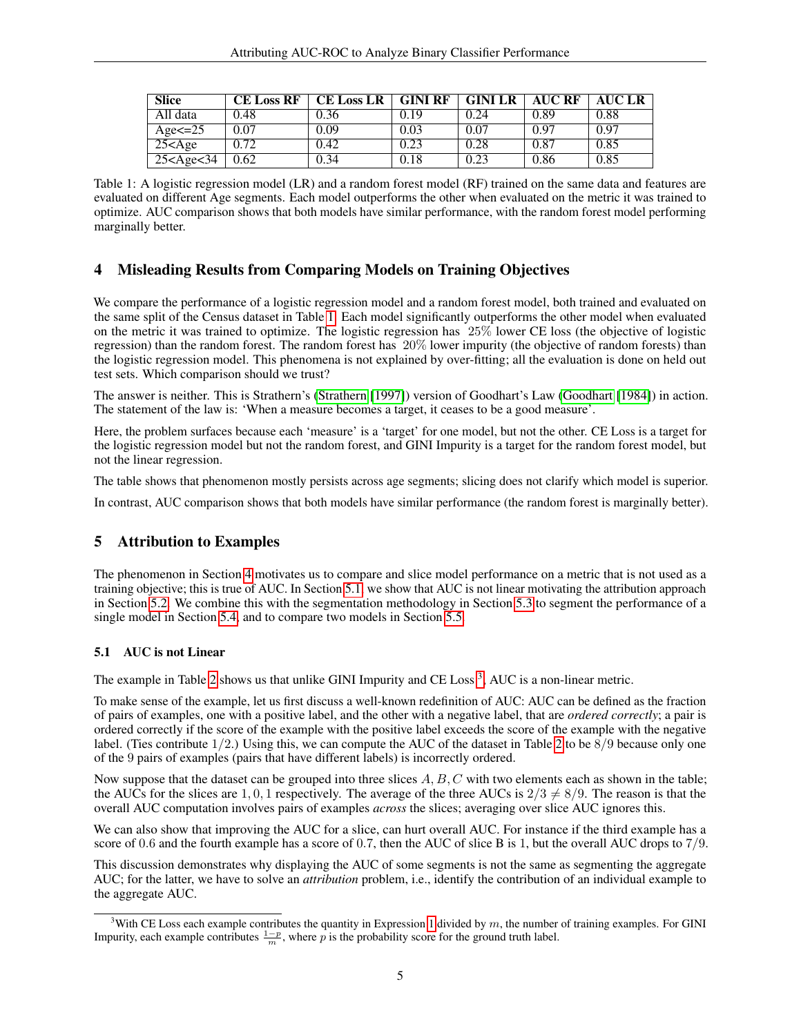| Slice | CE Loss RF | CE Loss LR | GINI RF | GINI LR | AUC RF | AUC LR |
|---|---|---|---|---|---|---|
| All data | 0.48 | 0.36 | 0.19 | 0.24 | 0.89 | 0.88 |
| Age<=25 | 0.07 | 0.09 | 0.03 | 0.07 | 0.97 | 0.97 |
| 25<Age | 0.72 | 0.42 | 0.23 | 0.28 | 0.87 | 0.85 |
| 25<Age<34 | 0.62 | 0.34 | 0.18 | 0.23 | 0.86 | 0.85 |

Table 1: A logistic regression model (LR) and a random forest model (RF) trained on the same data and features are evaluated on different Age segments. Each model outperforms the other when evaluated on the metric it was trained to optimize. AUC comparison shows that both models have similar performance, with the random forest model performing marginally better.

## 4 Misleading Results from Comparing Models on Training Objectives

We compare the performance of a logistic regression model and a random forest model, both trained and evaluated on the same split of the Census dataset in Table 1. Each model significantly outperforms the other model when evaluated on the metric it was trained to optimize. The logistic regression has $25\%$ lower CE loss (the objective of logistic regression) than the random forest. The random forest has $20\%$ lower impurity (the objective of random forests) than the logistic regression model. This phenomena is not explained by over-fitting; all the evaluation is done on held out test sets. Which comparison should we trust?

The answer is neither. This is Strathern's (Strathern [1997]) version of Goodhart's Law (Goodhart [1984]) in action. The statement of the law is: 'When a measure becomes a target, it ceases to be a good measure'.

Here, the problem surfaces because each 'measure' is a 'target' for one model, but not the other. CE Loss is a target for the logistic regression model but not the random forest, and GINI Impurity is a target for the random forest model, but not the linear regression.

The table shows that phenomenon mostly persists across age segments; slicing does not clarify which model is superior.

In contrast, AUC comparison shows that both models have similar performance (the random forest is marginally better).

## 5 Attribution to Examples

The phenomenon in Section 4 motivates us to compare and slice model performance on a metric that is not used as a training objective; this is true of AUC. In Section 5.1, we show that AUC is not linear motivating the attribution approach in Section 5.2. We combine this with the segmentation methodology in Section 5.3 to segment the performance of a single model in Section 5.4, and to compare two models in Section 5.5.

### 5.1 AUC is not Linear

The example in Table 2 shows us that unlike GINI Impurity and CE Loss [3], AUC is a non-linear metric.

To make sense of the example, let us first discuss a well-known redefinition of AUC: AUC can be defined as the fraction of pairs of examples, one with a positive label, and the other with a negative label, that are *ordered correctly*; a pair is ordered correctly if the score of the example with the positive label exceeds the score of the example with the negative label. (Ties contribute $1/2$.) Using this, we can compute the AUC of the dataset in Table 2 to be $8/9$ because only one of the 9 pairs of examples (pairs that have different labels) is incorrectly ordered.

Now suppose that the dataset can be grouped into three slices $A, B, C$ with two elements each as shown in the table; the AUCs for the slices are $1, 0, 1$ respectively. The average of the three AUCs is $2/3 \neq 8/9$. The reason is that the overall AUC computation involves pairs of examples *across* the slices; averaging over slice AUC ignores this.

We can also show that improving the AUC for a slice, can hurt overall AUC. For instance if the third example has a score of $0.6$ and the fourth example has a score of $0.7$, then the AUC of slice B is 1, but the overall AUC drops to $7/9$.

This discussion demonstrates why displaying the AUC of some segments is not the same as segmenting the aggregate AUC; for the latter, we have to solve an *attribution* problem, i.e., identify the contribution of an individual example to the aggregate AUC.

[3] With CE Loss each example contributes the quantity in Expression 1 divided by $m$, the number of training examples. For GINI Impurity, each example contributes $\frac{1-p}{m}$, where $p$ is the probability score for the ground truth label.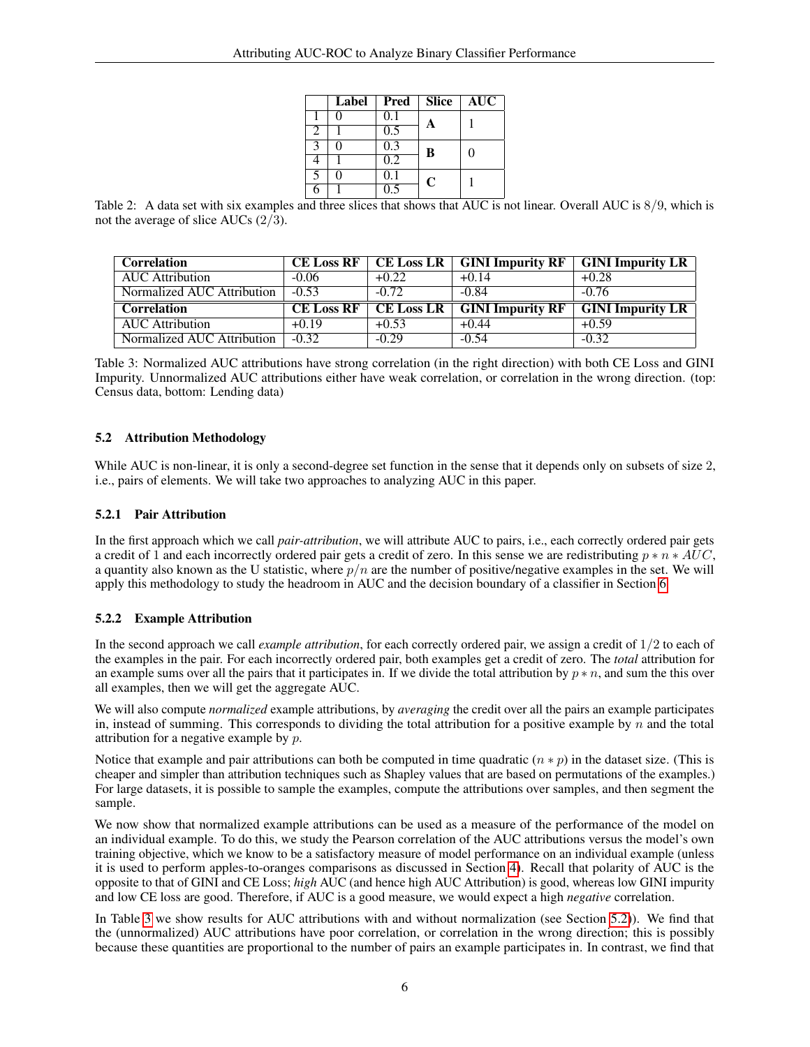|   | Label | Pred | Slice | AUC |
|---|---|---|---|---|
| 1 | 0 | 0.1 | **A** | 1 |
| 2 | 1 | 0.5 | | |
| 3 | 0 | 0.3 | **B** | 0 |
| 4 | 1 | 0.2 | | |
| 5 | 0 | 0.1 | **C** | 1 |
| 6 | 1 | 0.5 | | |

Table 2: A data set with six examples and three slices that shows that AUC is not linear. Overall AUC is $8/9$, which is not the average of slice AUCs $(2/3)$.

| **Correlation** | **CE Loss RF** | **CE Loss LR** | **GINI Impurity RF** | **GINI Impurity LR** |
|---|---|---|---|---|
| AUC Attribution | -0.06 | +0.22 | +0.14 | +0.28 |
| Normalized AUC Attribution | -0.53 | -0.72 | -0.84 | -0.76 |
| **Correlation** | **CE Loss RF** | **CE Loss LR** | **GINI Impurity RF** | **GINI Impurity LR** |
| AUC Attribution | +0.19 | +0.53 | +0.44 | +0.59 |
| Normalized AUC Attribution | -0.32 | -0.29 | -0.54 | -0.32 |

Table 3: Normalized AUC attributions have strong correlation (in the right direction) with both CE Loss and GINI Impurity. Unnormalized AUC attributions either have weak correlation, or correlation in the wrong direction. (top: Census data, bottom: Lending data)

### 5.2 Attribution Methodology

While AUC is non-linear, it is only a second-degree set function in the sense that it depends only on subsets of size 2, i.e., pairs of elements. We will take two approaches to analyzing AUC in this paper.

#### 5.2.1 Pair Attribution

In the first approach which we call *pair-attribution*, we will attribute AUC to pairs, i.e., each correctly ordered pair gets a credit of 1 and each incorrectly ordered pair gets a credit of zero. In this sense we are redistributing $p * n * AUC$, a quantity also known as the U statistic, where $p/n$ are the number of positive/negative examples in the set. We will apply this methodology to study the headroom in AUC and the decision boundary of a classifier in Section 6.

#### 5.2.2 Example Attribution

In the second approach we call *example attribution*, for each correctly ordered pair, we assign a credit of $1/2$ to each of the examples in the pair. For each incorrectly ordered pair, both examples get a credit of zero. The *total* attribution for an example sums over all the pairs that it participates in. If we divide the total attribution by $p * n$, and sum the this over all examples, then we will get the aggregate AUC.

We will also compute *normalized* example attributions, by *averaging* the credit over all the pairs an example participates in, instead of summing. This corresponds to dividing the total attribution for a positive example by $n$ and the total attribution for a negative example by $p$.

Notice that example and pair attributions can both be computed in time quadratic $(n * p)$ in the dataset size. (This is cheaper and simpler than attribution techniques such as Shapley values that are based on permutations of the examples.) For large datasets, it is possible to sample the examples, compute the attributions over samples, and then segment the sample.

We now show that normalized example attributions can be used as a measure of the performance of the model on an individual example. To do this, we study the Pearson correlation of the AUC attributions versus the model's own training objective, which we know to be a satisfactory measure of model performance on an individual example (unless it is used to perform apples-to-oranges comparisons as discussed in Section 4). Recall that polarity of AUC is the opposite to that of GINI and CE Loss; *high* AUC (and hence high AUC Attribution) is good, whereas low GINI impurity and low CE loss are good. Therefore, if AUC is a good measure, we would expect a high *negative* correlation.

In Table 3 we show results for AUC attributions with and without normalization (see Section 5.2)). We find that the (unnormalized) AUC attributions have poor correlation, or correlation in the wrong direction; this is possibly because these quantities are proportional to the number of pairs an example participates in. In contrast, we find that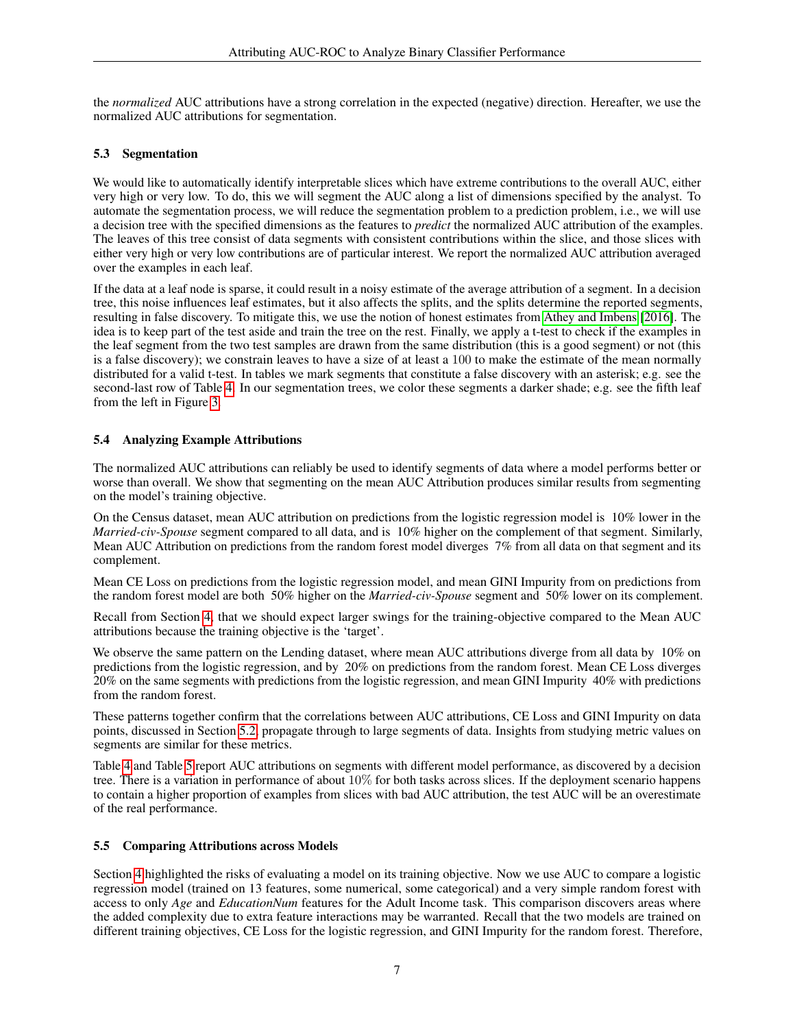the *normalized* AUC attributions have a strong correlation in the expected (negative) direction. Hereafter, we use the normalized AUC attributions for segmentation.

### 5.3 Segmentation

We would like to automatically identify interpretable slices which have extreme contributions to the overall AUC, either very high or very low. To do, this we will segment the AUC along a list of dimensions specified by the analyst. To automate the segmentation process, we will reduce the segmentation problem to a prediction problem, i.e., we will use a decision tree with the specified dimensions as the features to *predict* the normalized AUC attribution of the examples. The leaves of this tree consist of data segments with consistent contributions within the slice, and those slices with either very high or very low contributions are of particular interest. We report the normalized AUC attribution averaged over the examples in each leaf.

If the data at a leaf node is sparse, it could result in a noisy estimate of the average attribution of a segment. In a decision tree, this noise influences leaf estimates, but it also affects the splits, and the splits determine the reported segments, resulting in false discovery. To mitigate this, we use the notion of honest estimates from Athey and Imbens [2016]. The idea is to keep part of the test aside and train the tree on the rest. Finally, we apply a t-test to check if the examples in the leaf segment from the two test samples are drawn from the same distribution (this is a good segment) or not (this is a false discovery); we constrain leaves to have a size of at least a 100 to make the estimate of the mean normally distributed for a valid t-test. In tables we mark segments that constitute a false discovery with an asterisk; e.g. see the second-last row of Table 4. In our segmentation trees, we color these segments a darker shade; e.g. see the fifth leaf from the left in Figure 3.

### 5.4 Analyzing Example Attributions

The normalized AUC attributions can reliably be used to identify segments of data where a model performs better or worse than overall. We show that segmenting on the mean AUC Attribution produces similar results from segmenting on the model's training objective.

On the Census dataset, mean AUC attribution on predictions from the logistic regression model is 10% lower in the *Married-civ-Spouse* segment compared to all data, and is 10% higher on the complement of that segment. Similarly, Mean AUC Attribution on predictions from the random forest model diverges 7% from all data on that segment and its complement.

Mean CE Loss on predictions from the logistic regression model, and mean GINI Impurity from on predictions from the random forest model are both 50% higher on the *Married-civ-Spouse* segment and 50% lower on its complement.

Recall from Section 4, that we should expect larger swings for the training-objective compared to the Mean AUC attributions because the training objective is the 'target'.

We observe the same pattern on the Lending dataset, where mean AUC attributions diverge from all data by 10% on predictions from the logistic regression, and by 20% on predictions from the random forest. Mean CE Loss diverges 20% on the same segments with predictions from the logistic regression, and mean GINI Impurity 40% with predictions from the random forest.

These patterns together confirm that the correlations between AUC attributions, CE Loss and GINI Impurity on data points, discussed in Section 5.2, propagate through to large segments of data. Insights from studying metric values on segments are similar for these metrics.

Table 4 and Table 5 report AUC attributions on segments with different model performance, as discovered by a decision tree. There is a variation in performance of about 10% for both tasks across slices. If the deployment scenario happens to contain a higher proportion of examples from slices with bad AUC attribution, the test AUC will be an overestimate of the real performance.

### 5.5 Comparing Attributions across Models

Section 4 highlighted the risks of evaluating a model on its training objective. Now we use AUC to compare a logistic regression model (trained on 13 features, some numerical, some categorical) and a very simple random forest with access to only *Age* and *EducationNum* features for the Adult Income task. This comparison discovers areas where the added complexity due to extra feature interactions may be warranted. Recall that the two models are trained on different training objectives, CE Loss for the logistic regression, and GINI Impurity for the random forest. Therefore,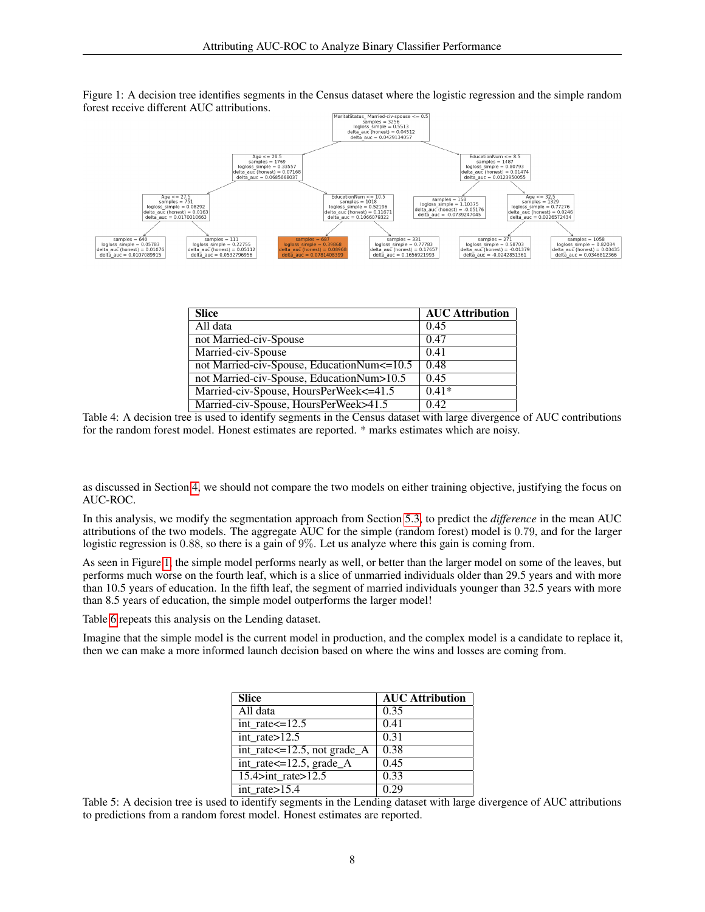Figure 1: A decision tree identifies segments in the Census dataset where the logistic regression and the simple random forest receive different AUC attributions.

| Slice | AUC Attribution |
|---|---|
| All data | 0.45 |
| not Married-civ-Spouse | 0.47 |
| Married-civ-Spouse | 0.41 |
| not Married-civ-Spouse, EducationNum<=10.5 | 0.48 |
| not Married-civ-Spouse, EducationNum>10.5 | 0.45 |
| Married-civ-Spouse, HoursPerWeek<=41.5 | 0.41* |
| Married-civ-Spouse, HoursPerWeek>41.5 | 0.42 |

Table 4: A decision tree is used to identify segments in the Census dataset with large divergence of AUC contributions for the random forest model. Honest estimates are reported. * marks estimates which are noisy.

as discussed in Section 4, we should not compare the two models on either training objective, justifying the focus on AUC-ROC.

In this analysis, we modify the segmentation approach from Section 5.3, to predict the *difference* in the mean AUC attributions of the two models. The aggregate AUC for the simple (random forest) model is 0.79, and for the larger logistic regression is 0.88, so there is a gain of 9%. Let us analyze where this gain is coming from.

As seen in Figure 1, the simple model performs nearly as well, or better than the larger model on some of the leaves, but performs much worse on the fourth leaf, which is a slice of unmarried individuals older than 29.5 years and with more than 10.5 years of education. In the fifth leaf, the segment of married individuals younger than 32.5 years with more than 8.5 years of education, the simple model outperforms the larger model!

Table 6 repeats this analysis on the Lending dataset.

Imagine that the simple model is the current model in production, and the complex model is a candidate to replace it, then we can make a more informed launch decision based on where the wins and losses are coming from.

| Slice | AUC Attribution |
|---|---|
| All data | 0.35 |
| int_rate<=12.5 | 0.41 |
| int_rate>12.5 | 0.31 |
| int_rate<=12.5, not grade_A | 0.38 |
| int_rate<=12.5, grade_A | 0.45 |
| 15.4>int_rate>12.5 | 0.33 |
| int_rate>15.4 | 0.29 |

Table 5: A decision tree is used to identify segments in the Lending dataset with large divergence of AUC attributions to predictions from a random forest model. Honest estimates are reported.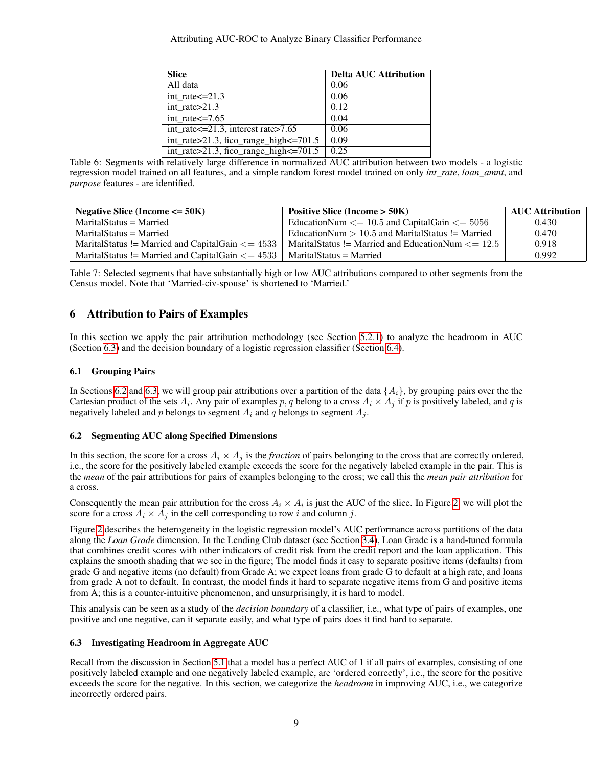| Slice | Delta AUC Attribution |
|---|---|
| All data | 0.06 |
| int_rate<=21.3 | 0.06 |
| int_rate>21.3 | 0.12 |
| int_rate<=7.65 | 0.04 |
| int_rate<=21.3, interest rate>7.65 | 0.06 |
| int_rate>21.3, fico_range_high<=701.5 | 0.09 |
| int_rate>21.3, fico_range_high<=701.5 | 0.25 |

Table 6: Segments with relatively large difference in normalized AUC attribution between two models - a logistic regression model trained on all features, and a simple random forest model trained on only *int_rate*, *loan_amnt*, and *purpose* features - are identified.

| Negative Slice (Income <= 50K) | Positive Slice (Income > 50K) | AUC Attribution |
|---|---|---|
| MaritalStatus = Married | EducationNum $<= 10.5$ and CapitalGain $<= 5056$ | 0.430 |
| MaritalStatus = Married | EducationNum $> 10.5$ and MaritalStatus != Married | 0.470 |
| MaritalStatus != Married and CapitalGain $<= 4533$ | MaritalStatus != Married and EducationNum $<= 12.5$ | 0.918 |
| MaritalStatus != Married and CapitalGain $<= 4533$ | MaritalStatus = Married | 0.992 |

Table 7: Selected segments that have substantially high or low AUC attributions compared to other segments from the Census model. Note that 'Married-civ-spouse' is shortened to 'Married.'

## 6 Attribution to Pairs of Examples

In this section we apply the pair attribution methodology (see Section 5.2.1) to analyze the headroom in AUC (Section 6.3) and the decision boundary of a logistic regression classifier (Section 6.4).

### 6.1 Grouping Pairs

In Sections 6.2 and 6.3, we will group pair attributions over a partition of the data $\{A_i\}$, by grouping pairs over the the Cartesian product of the sets $A_i$. Any pair of examples $p, q$ belong to a cross $A_i \times A_j$ if $p$ is positively labeled, and $q$ is negatively labeled and $p$ belongs to segment $A_i$ and $q$ belongs to segment $A_j$.

### 6.2 Segmenting AUC along Specified Dimensions

In this section, the score for a cross $A_i \times A_j$ is the *fraction* of pairs belonging to the cross that are correctly ordered, i.e., the score for the positively labeled example exceeds the score for the negatively labeled example in the pair. This is the *mean* of the pair attributions for pairs of examples belonging to the cross; we call this the *mean pair attribution* for a cross.

Consequently the mean pair attribution for the cross $A_i \times A_i$ is just the AUC of the slice. In Figure 2, we will plot the score for a cross $A_i \times A_j$ in the cell corresponding to row $i$ and column $j$.

Figure 2 describes the heterogeneity in the logistic regression model's AUC performance across partitions of the data along the *Loan Grade* dimension. In the Lending Club dataset (see Section 3.4), Loan Grade is a hand-tuned formula that combines credit scores with other indicators of credit risk from the credit report and the loan application. This explains the smooth shading that we see in the figure; The model finds it easy to separate positive items (defaults) from grade G and negative items (no default) from Grade A; we expect loans from grade G to default at a high rate, and loans from grade A not to default. In contrast, the model finds it hard to separate negative items from G and positive items from A; this is a counter-intuitive phenomenon, and unsurprisingly, it is hard to model.

This analysis can be seen as a study of the *decision boundary* of a classifier, i.e., what type of pairs of examples, one positive and one negative, can it separate easily, and what type of pairs does it find hard to separate.

### 6.3 Investigating Headroom in Aggregate AUC

Recall from the discussion in Section 5.1 that a model has a perfect AUC of 1 if all pairs of examples, consisting of one positively labeled example and one negatively labeled example, are 'ordered correctly', i.e., the score for the positive exceeds the score for the negative. In this section, we categorize the *headroom* in improving AUC, i.e., we categorize incorrectly ordered pairs.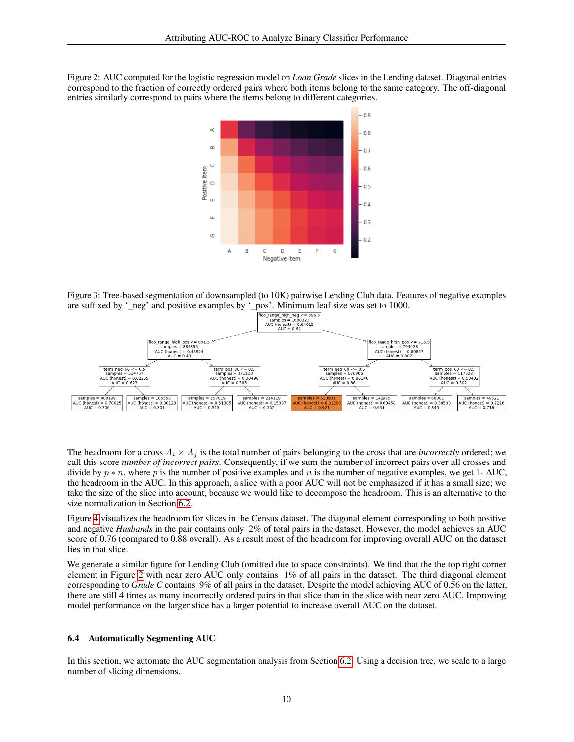Figure 2: AUC computed for the logistic regression model on *Loan Grade* slices in the Lending dataset. Diagonal entries correspond to the fraction of correctly ordered pairs where both items belong to the same category. The off-diagonal entries similarly correspond to pairs where the items belong to different categories.

Figure 3: Tree-based segmentation of downsampled (to 10K) pairwise Lending Club data. Features of negative examples are suffixed by '_neg' and positive examples by '_pos'. Minimum leaf size was set to 1000.

The headroom for a cross $A_i \times A_j$ is the total number of pairs belonging to the cross that are *incorrectly* ordered; we call this score *number of incorrect pairs*. Consequently, if we sum the number of incorrect pairs over all crosses and divide by $p * n$, where $p$ is the number of positive examples and $n$ is the number of negative examples, we get 1- AUC, the headroom in the AUC. In this approach, a slice with a poor AUC will not be emphasized if it has a small size; we take the size of the slice into account, because we would like to decompose the headroom. This is an alternative to the size normalization in Section 6.2.

Figure 4 visualizes the headroom for slices in the Census dataset. The diagonal element corresponding to both positive and negative *Husbands* in the pair contains only 2% of total pairs in the dataset. However, the model achieves an AUC score of 0.76 (compared to 0.88 overall). As a result most of the headroom for improving overall AUC on the dataset lies in that slice.

We generate a similar figure for Lending Club (omitted due to space constraints). We find that the the top right corner element in Figure 2 with near zero AUC only contains 1% of all pairs in the dataset. The third diagonal element corresponding to *Grade C* contains 9% of all pairs in the dataset. Despite the model achieving AUC of 0.56 on the latter, there are still 4 times as many incorrectly ordered pairs in that slice than in the slice with near zero AUC. Improving model performance on the larger slice has a larger potential to increase overall AUC on the dataset.

### 6.4 Automatically Segmenting AUC

In this section, we automate the AUC segmentation analysis from Section 6.2. Using a decision tree, we scale to a large number of slicing dimensions.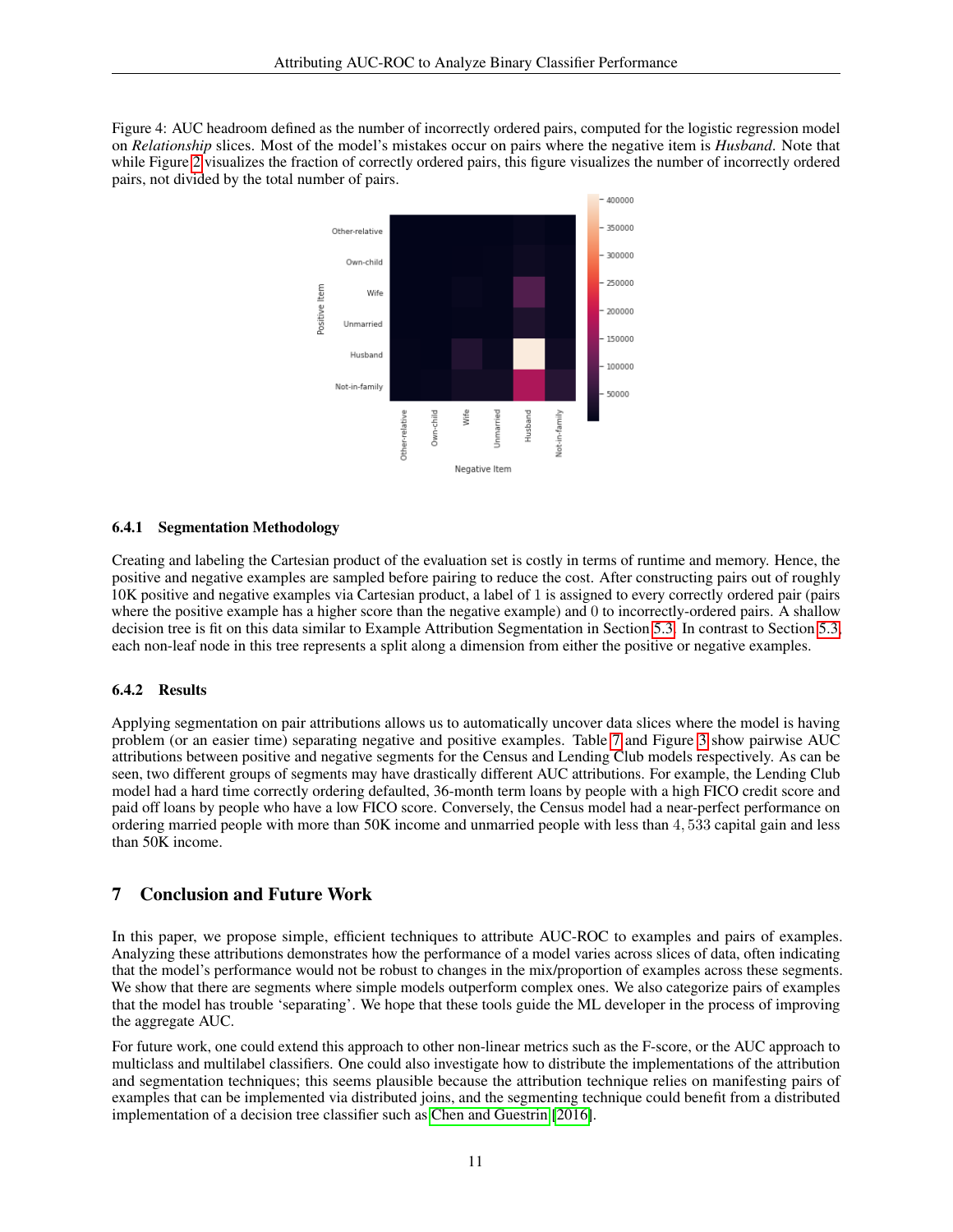Figure 4: AUC headroom defined as the number of incorrectly ordered pairs, computed for the logistic regression model on *Relationship* slices. Most of the model's mistakes occur on pairs where the negative item is *Husband*. Note that while Figure 2 visualizes the fraction of correctly ordered pairs, this figure visualizes the number of incorrectly ordered pairs, not divided by the total number of pairs.

#### 6.4.1 Segmentation Methodology

Creating and labeling the Cartesian product of the evaluation set is costly in terms of runtime and memory. Hence, the positive and negative examples are sampled before pairing to reduce the cost. After constructing pairs out of roughly 10K positive and negative examples via Cartesian product, a label of 1 is assigned to every correctly ordered pair (pairs where the positive example has a higher score than the negative example) and 0 to incorrectly-ordered pairs. A shallow decision tree is fit on this data similar to Example Attribution Segmentation in Section 5.3. In contrast to Section 5.3, each non-leaf node in this tree represents a split along a dimension from either the positive or negative examples.

#### 6.4.2 Results

Applying segmentation on pair attributions allows us to automatically uncover data slices where the model is having problem (or an easier time) separating negative and positive examples. Table 7 and Figure 3 show pairwise AUC attributions between positive and negative segments for the Census and Lending Club models respectively. As can be seen, two different groups of segments may have drastically different AUC attributions. For example, the Lending Club model had a hard time correctly ordering defaulted, 36-month term loans by people with a high FICO credit score and paid off loans by people who have a low FICO score. Conversely, the Census model had a near-perfect performance on ordering married people with more than 50K income and unmarried people with less than $4,533$ capital gain and less than 50K income.

## 7 Conclusion and Future Work

In this paper, we propose simple, efficient techniques to attribute AUC-ROC to examples and pairs of examples. Analyzing these attributions demonstrates how the performance of a model varies across slices of data, often indicating that the model's performance would not be robust to changes in the mix/proportion of examples across these segments. We show that there are segments where simple models outperform complex ones. We also categorize pairs of examples that the model has trouble 'separating'. We hope that these tools guide the ML developer in the process of improving the aggregate AUC.

For future work, one could extend this approach to other non-linear metrics such as the F-score, or the AUC approach to multiclass and multilabel classifiers. One could also investigate how to distribute the implementations of the attribution and segmentation techniques; this seems plausible because the attribution technique relies on manifesting pairs of examples that can be implemented via distributed joins, and the segmenting technique could benefit from a distributed implementation of a decision tree classifier such as Chen and Guestrin [2016].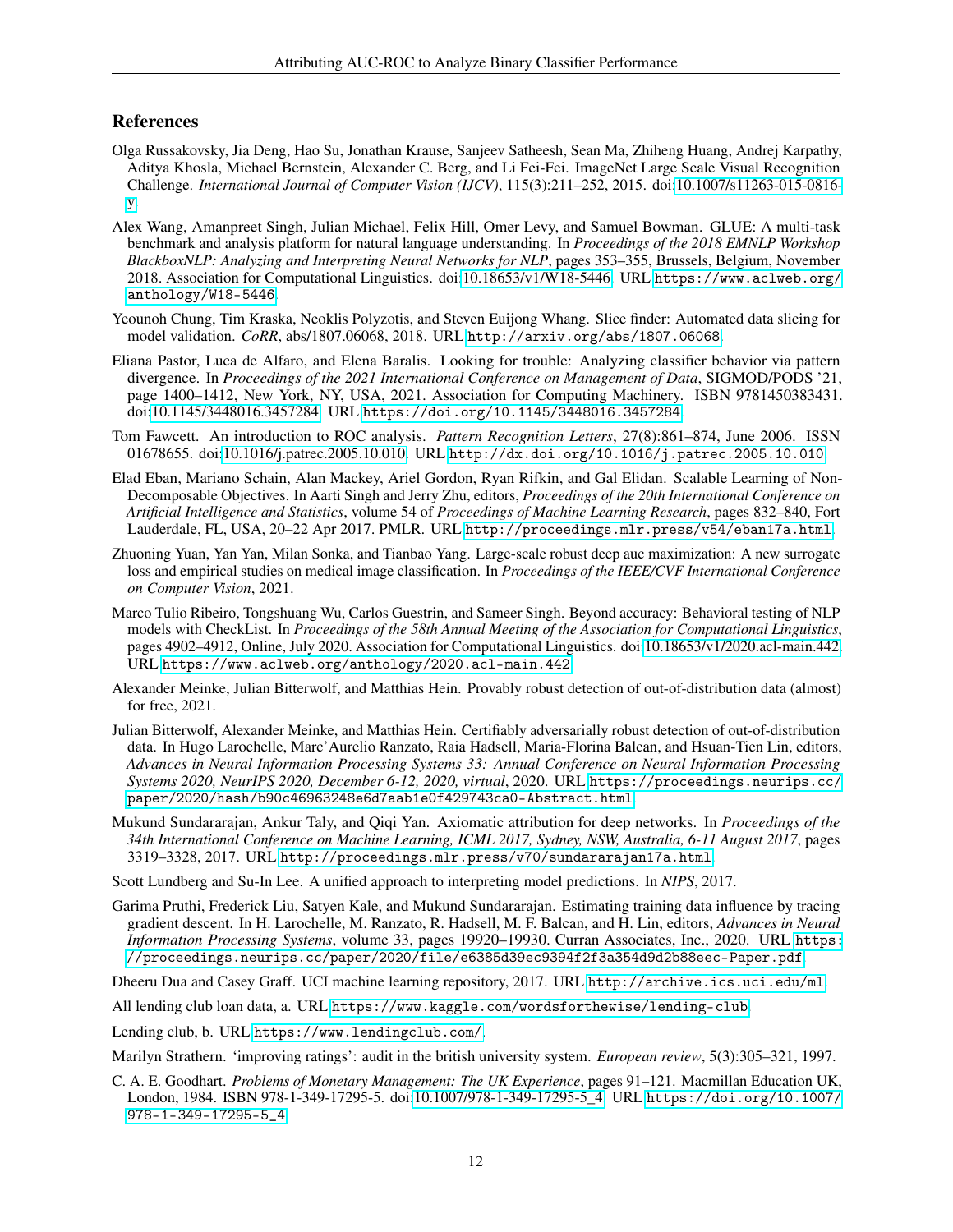## References

Olga Russakovsky, Jia Deng, Hao Su, Jonathan Krause, Sanjeev Satheesh, Sean Ma, Zhiheng Huang, Andrej Karpathy, Aditya Khosla, Michael Bernstein, Alexander C. Berg, and Li Fei-Fei. ImageNet Large Scale Visual Recognition Challenge. *International Journal of Computer Vision (IJCV)*, 115(3):211–252, 2015. doi:10.1007/s11263-015-0816-y.

Alex Wang, Amanpreet Singh, Julian Michael, Felix Hill, Omer Levy, and Samuel Bowman. GLUE: A multi-task benchmark and analysis platform for natural language understanding. In *Proceedings of the 2018 EMNLP Workshop BlackboxNLP: Analyzing and Interpreting Neural Networks for NLP*, pages 353–355, Brussels, Belgium, November 2018. Association for Computational Linguistics. doi:10.18653/v1/W18-5446. URL `https://www.aclweb.org/anthology/W18-5446`.

Yeounoh Chung, Tim Kraska, Neoklis Polyzotis, and Steven Euijong Whang. Slice finder: Automated data slicing for model validation. *CoRR*, abs/1807.06068, 2018. URL `http://arxiv.org/abs/1807.06068`.

Eliana Pastor, Luca de Alfaro, and Elena Baralis. Looking for trouble: Analyzing classifier behavior via pattern divergence. In *Proceedings of the 2021 International Conference on Management of Data*, SIGMOD/PODS '21, page 1400–1412, New York, NY, USA, 2021. Association for Computing Machinery. ISBN 9781450383431. doi:10.1145/3448016.3457284. URL `https://doi.org/10.1145/3448016.3457284`.

Tom Fawcett. An introduction to ROC analysis. *Pattern Recognition Letters*, 27(8):861–874, June 2006. ISSN 01678655. doi:10.1016/j.patrec.2005.10.010. URL `http://dx.doi.org/10.1016/j.patrec.2005.10.010`.

Elad Eban, Mariano Schain, Alan Mackey, Ariel Gordon, Ryan Rifkin, and Gal Elidan. Scalable Learning of Non-Decomposable Objectives. In Aarti Singh and Jerry Zhu, editors, *Proceedings of the 20th International Conference on Artificial Intelligence and Statistics*, volume 54 of *Proceedings of Machine Learning Research*, pages 832–840, Fort Lauderdale, FL, USA, 20–22 Apr 2017. PMLR. URL `http://proceedings.mlr.press/v54/eban17a.html`.

Zhuoning Yuan, Yan Yan, Milan Sonka, and Tianbao Yang. Large-scale robust deep auc maximization: A new surrogate loss and empirical studies on medical image classification. In *Proceedings of the IEEE/CVF International Conference on Computer Vision*, 2021.

Marco Tulio Ribeiro, Tongshuang Wu, Carlos Guestrin, and Sameer Singh. Beyond accuracy: Behavioral testing of NLP models with CheckList. In *Proceedings of the 58th Annual Meeting of the Association for Computational Linguistics*, pages 4902–4912, Online, July 2020. Association for Computational Linguistics. doi:10.18653/v1/2020.acl-main.442. URL `https://www.aclweb.org/anthology/2020.acl-main.442`.

Alexander Meinke, Julian Bitterwolf, and Matthias Hein. Provably robust detection of out-of-distribution data (almost) for free, 2021.

Julian Bitterwolf, Alexander Meinke, and Matthias Hein. Certifiably adversarially robust detection of out-of-distribution data. In Hugo Larochelle, Marc'Aurelio Ranzato, Raia Hadsell, Maria-Florina Balcan, and Hsuan-Tien Lin, editors, *Advances in Neural Information Processing Systems 33: Annual Conference on Neural Information Processing Systems 2020, NeurIPS 2020, December 6-12, 2020, virtual*, 2020. URL `https://proceedings.neurips.cc/paper/2020/hash/b90c46963248e6d7aab1e0f429743ca0-Abstract.html`.

Mukund Sundararajan, Ankur Taly, and Qiqi Yan. Axiomatic attribution for deep networks. In *Proceedings of the 34th International Conference on Machine Learning, ICML 2017, Sydney, NSW, Australia, 6-11 August 2017*, pages 3319–3328, 2017. URL `http://proceedings.mlr.press/v70/sundararajan17a.html`.

Scott Lundberg and Su-In Lee. A unified approach to interpreting model predictions. In *NIPS*, 2017.

Garima Pruthi, Frederick Liu, Satyen Kale, and Mukund Sundararajan. Estimating training data influence by tracing gradient descent. In H. Larochelle, M. Ranzato, R. Hadsell, M. F. Balcan, and H. Lin, editors, *Advances in Neural Information Processing Systems*, volume 33, pages 19920–19930. Curran Associates, Inc., 2020. URL `https://proceedings.neurips.cc/paper/2020/file/e6385d39ec9394f2f3a354d9d2b88eec-Paper.pdf`.

Dheeru Dua and Casey Graff. UCI machine learning repository, 2017. URL `http://archive.ics.uci.edu/ml`.

All lending club loan data, a. URL `https://www.kaggle.com/wordsforthewise/lending-club`.

Lending club, b. URL `https://www.lendingclub.com/`.

Marilyn Strathern. 'improving ratings': audit in the british university system. *European review*, 5(3):305–321, 1997.

C. A. E. Goodhart. *Problems of Monetary Management: The UK Experience*, pages 91–121. Macmillan Education UK, London, 1984. ISBN 978-1-349-17295-5. doi:10.1007/978-1-349-17295-5_4. URL `https://doi.org/10.1007/978-1-349-17295-5_4`.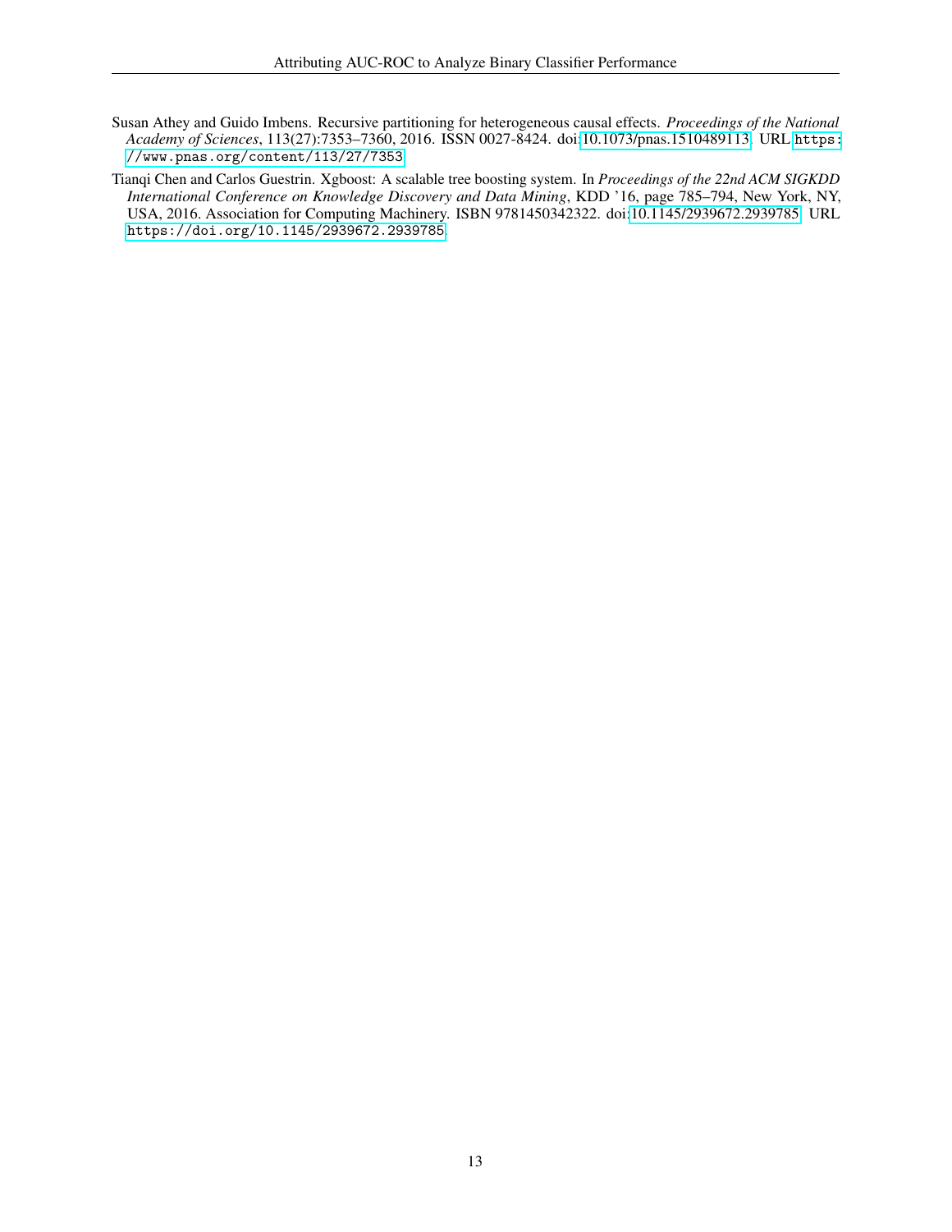Susan Athey and Guido Imbens. Recursive partitioning for heterogeneous causal effects. *Proceedings of the National Academy of Sciences*, 113(27):7353–7360, 2016. ISSN 0027-8424. doi:10.1073/pnas.1510489113. URL https://www.pnas.org/content/113/27/7353.

Tianqi Chen and Carlos Guestrin. Xgboost: A scalable tree boosting system. In *Proceedings of the 22nd ACM SIGKDD International Conference on Knowledge Discovery and Data Mining*, KDD '16, page 785–794, New York, NY, USA, 2016. Association for Computing Machinery. ISBN 9781450342322. doi:10.1145/2939672.2939785. URL https://doi.org/10.1145/2939672.2939785.